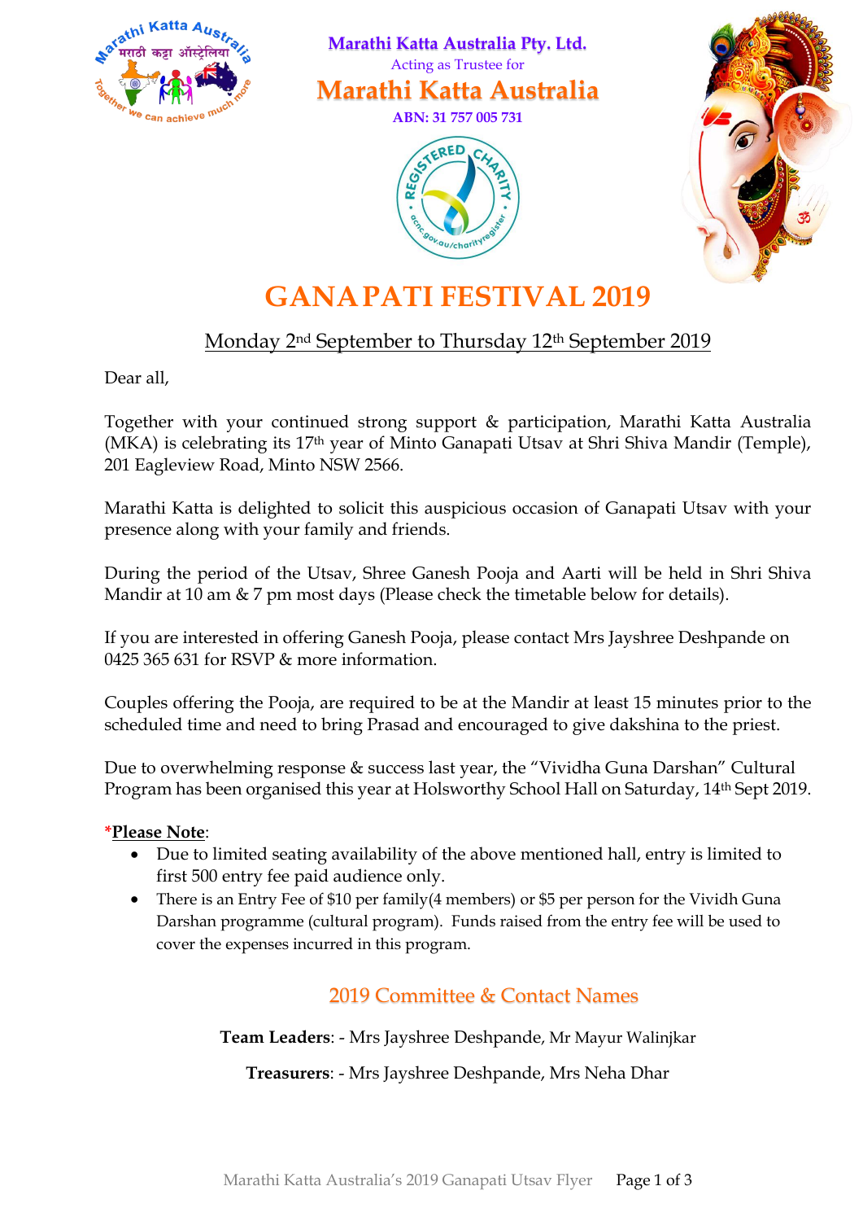**Marathi Katta Australia Pty. Ltd.**

Acting as Trustee for

# Marathi Katta Australia

**ABN: 31 757 005 731**

# GANAPATI FESTIVAL 2019

Monday 2nd September to Thursday 12th September 2019

Dear all,

Together with your continued strong support & participation, Marathi Katta Australia (MKA) is celebrating its 17th year of Minto Ganapati Utsav at Shri Shiva Mandir (Temple), 201 Eagleview Road, Minto NSW 2566.

Marathi Katta is delighted to solicit this auspicious occasion of Ganapati Utsav with your presence along with your family and friends.

During the period of the Utsav, Shree Ganesh Pooja and Aarti will be held in Shri Shiva Mandir at 10 am & 7 pm most days (Please check the timetable below for details).

If you are interested in offering Ganesh Pooja, please contact Mrs Jayshree Deshpande on 0425 365 631 for RSVP & more information.

Couples offering the Pooja, are required to be at the Mandir at least 15 minutes prior to the scheduled time and need to bring Prasad and encouraged to give dakshina to the priest.

Due to overwhelming response & success last year, the "Vividha Guna Darshan" Cultural Program has been organised this year at Holsworthy School Hall on Saturday, 14th Sept 2019.

***Please Note**:

- Due to limited seating availability of the above mentioned hall, entry is limited to first 500 entry fee paid audience only.
- There is an Entry Fee of $10 per family(4 members) or $5 per person for the Vividh Guna Darshan programme (cultural program). Funds raised from the entry fee will be used to cover the expenses incurred in this program.

## 2019 Committee & Contact Names

**Team Leaders**: - Mrs Jayshree Deshpande, Mr Mayur Walinjkar

**Treasurers**: - Mrs Jayshree Deshpande, Mrs Neha Dhar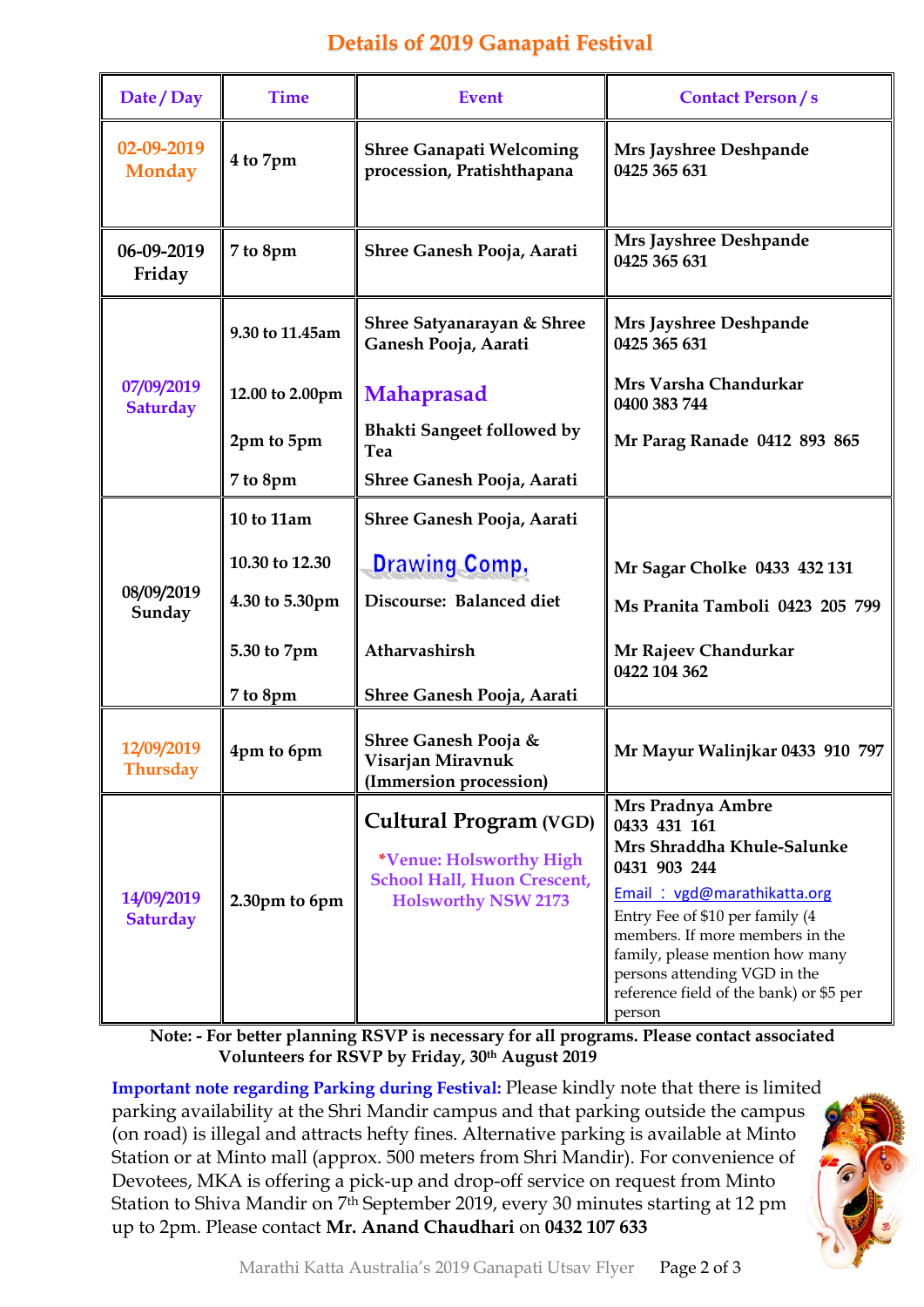# Details of 2019 Ganapati Festival

| Date / Day | Time | Event | Contact Person / s |
|---|---|---|---|
| 02-09-2019 Monday | 4 to 7pm | Shree Ganapati Welcoming procession, Pratishthapana | Mrs Jayshree Deshpande 0425 365 631 |
| 06-09-2019 Friday | 7 to 8pm | Shree Ganesh Pooja, Aarati | Mrs Jayshree Deshpande 0425 365 631 |
| 07/09/2019 Saturday | 9.30 to 11.45am | Shree Satyanarayan & Shree Ganesh Pooja, Aarati | Mrs Jayshree Deshpande 0425 365 631 |
| | 12.00 to 2.00pm | **Mahaprasad** | Mrs Varsha Chandurkar 0400 383 744 |
| | 2pm to 5pm | Bhakti Sangeet followed by Tea | Mr Parag Ranade 0412 893 865 |
| | 7 to 8pm | Shree Ganesh Pooja, Aarati | |
| 08/09/2019 Sunday | 10 to 11am | Shree Ganesh Pooja, Aarati | |
| | 10.30 to 12.30 | **Drawing Comp.** | Mr Sagar Cholke 0433 432 131 |
| | 4.30 to 5.30pm | Discourse: Balanced diet | Ms Pranita Tamboli 0423 205 799 |
| | 5.30 to 7pm | Atharvashirsh | Mr Rajeev Chandurkar 0422 104 362 |
| | 7 to 8pm | Shree Ganesh Pooja, Aarati | |
| 12/09/2019 Thursday | 4pm to 6pm | Shree Ganesh Pooja & Visarjan Miravnuk (Immersion procession) | Mr Mayur Walinjkar 0433 910 797 |
| 14/09/2019 Saturday | 2.30pm to 6pm | **Cultural Program** (VGD) *Venue: Holsworthy High School Hall, Huon Crescent, Holsworthy NSW 2173 | Mrs Pradnya Ambre 0433 431 161 Mrs Shraddha Khule-Salunke 0431 903 244 Email : vgd@marathikatta.org Entry Fee of $10 per family (4 members. If more members in the family, please mention how many persons attending VGD in the reference field of the bank) or $5 per person |

**Note: - For better planning RSVP is necessary for all programs. Please contact associated Volunteers for RSVP by Friday, 30th August 2019**

**Important note regarding Parking during Festival:** Please kindly note that there is limited parking availability at the Shri Mandir campus and that parking outside the campus (on road) is illegal and attracts hefty fines. Alternative parking is available at Minto Station or at Minto mall (approx. 500 meters from Shri Mandir). For convenience of Devotees, MKA is offering a pick-up and drop-off service on request from Minto Station to Shiva Mandir on 7th September 2019, every 30 minutes starting at 12 pm up to 2pm. Please contact **Mr. Anand Chaudhari** on **0432 107 633**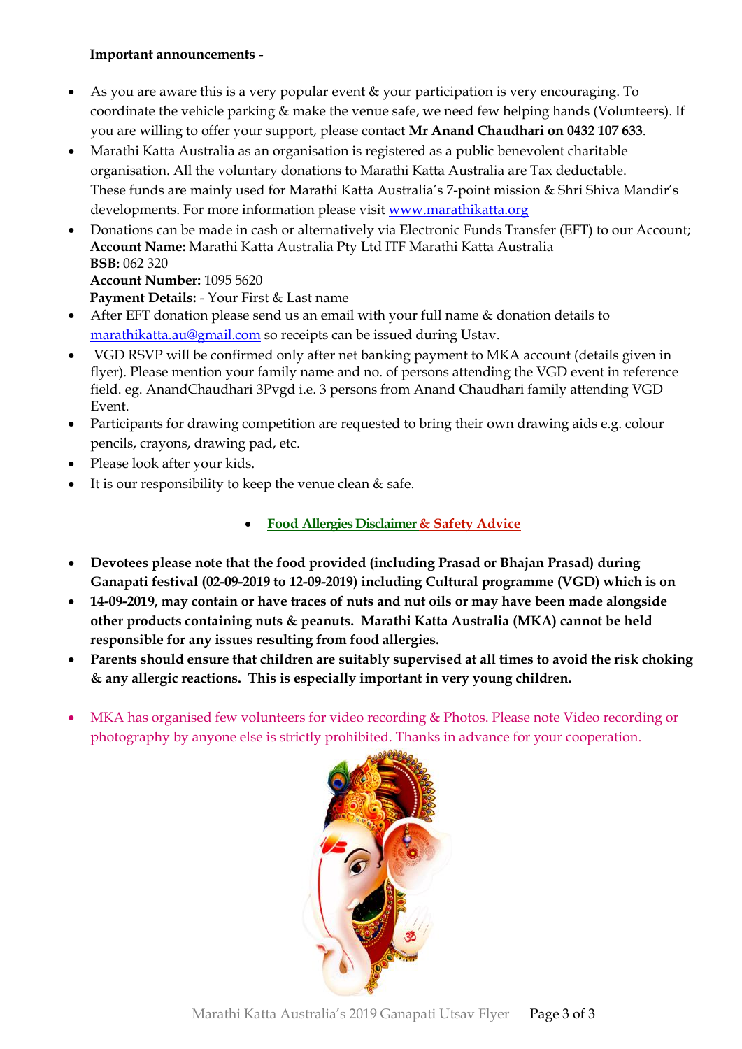**Important announcements -**

- As you are aware this is a very popular event & your participation is very encouraging. To coordinate the vehicle parking & make the venue safe, we need few helping hands (Volunteers). If you are willing to offer your support, please contact **Mr Anand Chaudhari on 0432 107 633**.
- Marathi Katta Australia as an organisation is registered as a public benevolent charitable organisation. All the voluntary donations to Marathi Katta Australia are Tax deductable. These funds are mainly used for Marathi Katta Australia's 7-point mission & Shri Shiva Mandir's developments. For more information please visit [www.marathikatta.org](http://www.marathikatta.org)
- Donations can be made in cash or alternatively via Electronic Funds Transfer (EFT) to our Account;
  **Account Name:** Marathi Katta Australia Pty Ltd ITF Marathi Katta Australia
  **BSB:** 062 320
  **Account Number:** 1095 5620
  **Payment Details:** - Your First & Last name
- After EFT donation please send us an email with your full name & donation details to [marathikatta.au@gmail.com](mailto:marathikatta.au@gmail.com) so receipts can be issued during Ustav.
- VGD RSVP will be confirmed only after net banking payment to MKA account (details given in flyer). Please mention your family name and no. of persons attending the VGD event in reference field. eg. AnandChaudhari 3Pvgd i.e. 3 persons from Anand Chaudhari family attending VGD Event.
- Participants for drawing competition are requested to bring their own drawing aids e.g. colour pencils, crayons, drawing pad, etc.
- Please look after your kids.
- It is our responsibility to keep the venue clean & safe.

- **Food Allergies Disclaimer & Safety Advice**

- **Devotees please note that the food provided (including Prasad or Bhajan Prasad) during Ganapati festival (02-09-2019 to 12-09-2019) including Cultural programme (VGD) which is on**
- **14-09-2019, may contain or have traces of nuts and nut oils or may have been made alongside other products containing nuts & peanuts. Marathi Katta Australia (MKA) cannot be held responsible for any issues resulting from food allergies.**
- **Parents should ensure that children are suitably supervised at all times to avoid the risk choking & any allergic reactions. This is especially important in very young children.**

- MKA has organised few volunteers for video recording & Photos. Please note Video recording or photography by anyone else is strictly prohibited. Thanks in advance for your cooperation.